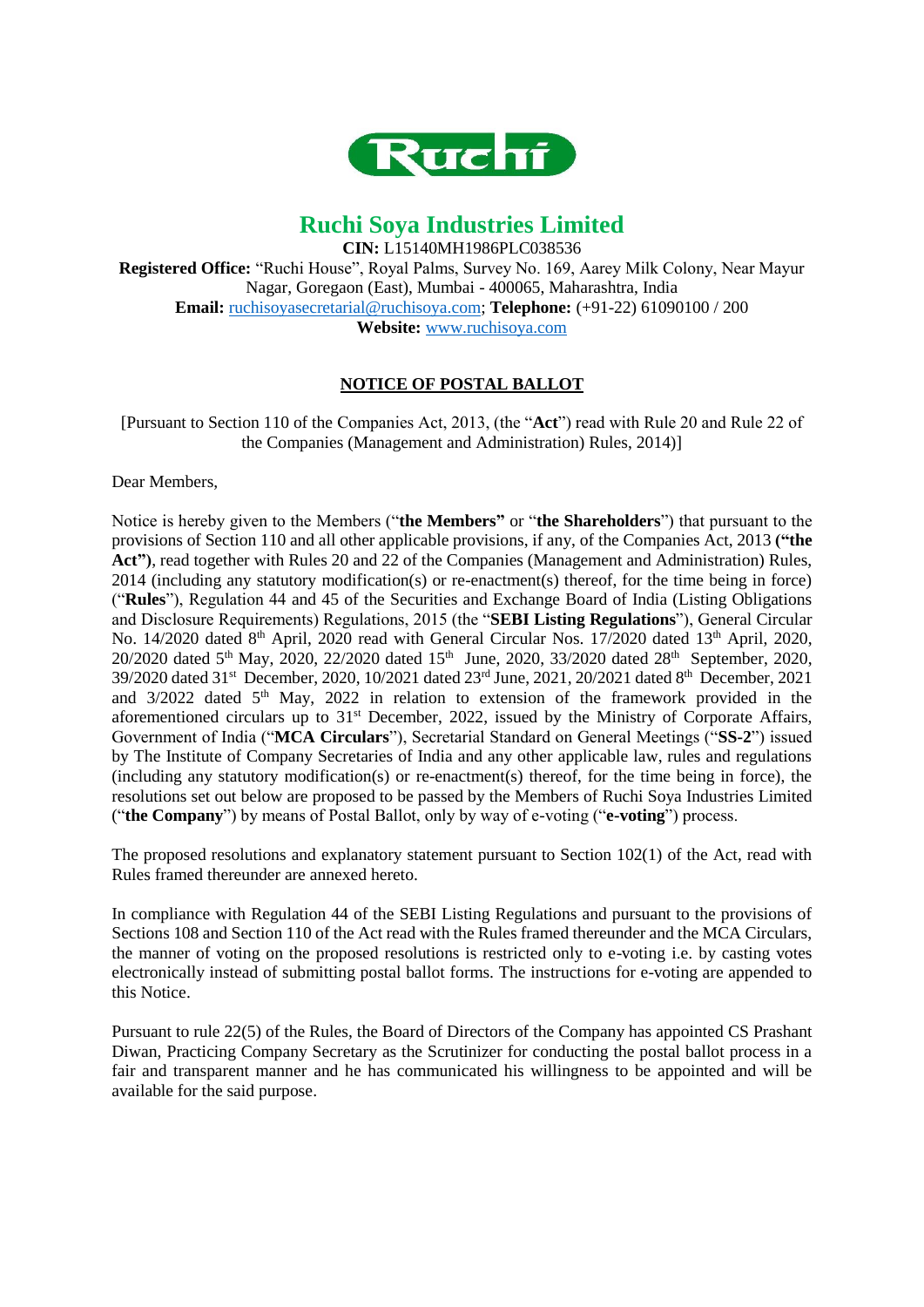# Ruchi Soya Industries Limited

**CIN:** L15140MH1986PLC038536

**Registered Office:** "Ruchi House", Royal Palms, Survey No. 169, Aarey Milk Colony, Near Mayur Nagar, Goregaon (East), Mumbai - 400065, Maharashtra, India

**Email:** ruchisoyasecretarial@ruchisoya.com; **Telephone:** (+91-22) 61090100 / 200

**Website:** www.ruchisoya.com

## NOTICE OF POSTAL BALLOT

[Pursuant to Section 110 of the Companies Act, 2013, (the "**Act**") read with Rule 20 and Rule 22 of the Companies (Management and Administration) Rules, 2014)]

Dear Members,

Notice is hereby given to the Members ("**the Members"** or "**the Shareholders**") that pursuant to the provisions of Section 110 and all other applicable provisions, if any, of the Companies Act, 2013 **("the Act")**, read together with Rules 20 and 22 of the Companies (Management and Administration) Rules, 2014 (including any statutory modification(s) or re-enactment(s) thereof, for the time being in force) ("**Rules**"), Regulation 44 and 45 of the Securities and Exchange Board of India (Listing Obligations and Disclosure Requirements) Regulations, 2015 (the "**SEBI Listing Regulations**"), General Circular No. 14/2020 dated 8th April, 2020 read with General Circular Nos. 17/2020 dated 13th April, 2020, 20/2020 dated 5th May, 2020, 22/2020 dated 15th June, 2020, 33/2020 dated 28th September, 2020, 39/2020 dated 31st December, 2020, 10/2021 dated 23rd June, 2021, 20/2021 dated 8th December, 2021 and 3/2022 dated 5th May, 2022 in relation to extension of the framework provided in the aforementioned circulars up to 31st December, 2022, issued by the Ministry of Corporate Affairs, Government of India ("**MCA Circulars**"), Secretarial Standard on General Meetings ("**SS-2**") issued by The Institute of Company Secretaries of India and any other applicable law, rules and regulations (including any statutory modification(s) or re-enactment(s) thereof, for the time being in force), the resolutions set out below are proposed to be passed by the Members of Ruchi Soya Industries Limited ("**the Company**") by means of Postal Ballot, only by way of e-voting ("**e-voting**") process.

The proposed resolutions and explanatory statement pursuant to Section 102(1) of the Act, read with Rules framed thereunder are annexed hereto.

In compliance with Regulation 44 of the SEBI Listing Regulations and pursuant to the provisions of Sections 108 and Section 110 of the Act read with the Rules framed thereunder and the MCA Circulars, the manner of voting on the proposed resolutions is restricted only to e-voting i.e. by casting votes electronically instead of submitting postal ballot forms. The instructions for e-voting are appended to this Notice.

Pursuant to rule 22(5) of the Rules, the Board of Directors of the Company has appointed CS Prashant Diwan, Practicing Company Secretary as the Scrutinizer for conducting the postal ballot process in a fair and transparent manner and he has communicated his willingness to be appointed and will be available for the said purpose.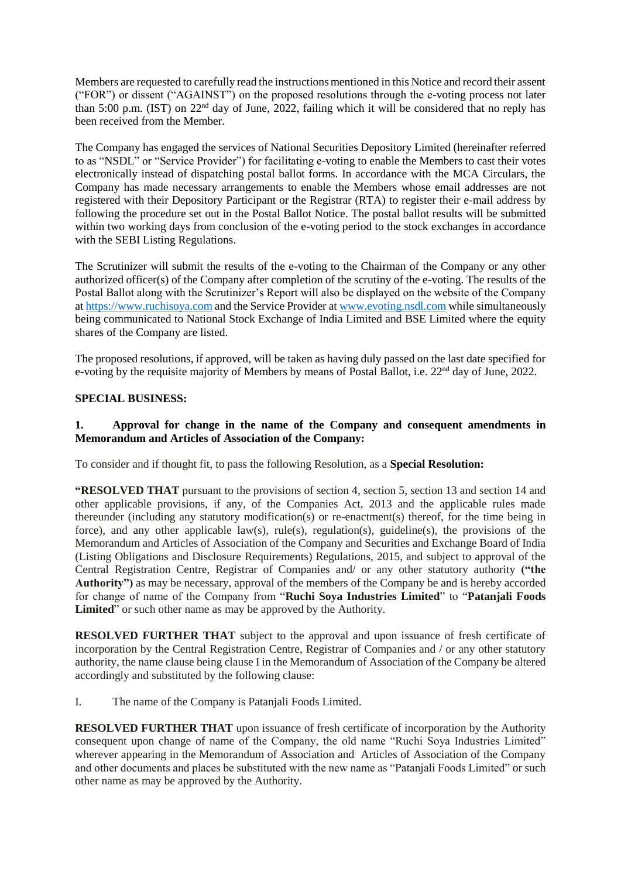Members are requested to carefully read the instructions mentioned in this Notice and record their assent ("FOR") or dissent ("AGAINST") on the proposed resolutions through the e-voting process not later than 5:00 p.m. (IST) on 22nd day of June, 2022, failing which it will be considered that no reply has been received from the Member.

The Company has engaged the services of National Securities Depository Limited (hereinafter referred to as "NSDL" or "Service Provider") for facilitating e-voting to enable the Members to cast their votes electronically instead of dispatching postal ballot forms. In accordance with the MCA Circulars, the Company has made necessary arrangements to enable the Members whose email addresses are not registered with their Depository Participant or the Registrar (RTA) to register their e-mail address by following the procedure set out in the Postal Ballot Notice. The postal ballot results will be submitted within two working days from conclusion of the e-voting period to the stock exchanges in accordance with the SEBI Listing Regulations.

The Scrutinizer will submit the results of the e-voting to the Chairman of the Company or any other authorized officer(s) of the Company after completion of the scrutiny of the e-voting. The results of the Postal Ballot along with the Scrutinizer's Report will also be displayed on the website of the Company at https://www.ruchisoya.com and the Service Provider at www.evoting.nsdl.com while simultaneously being communicated to National Stock Exchange of India Limited and BSE Limited where the equity shares of the Company are listed.

The proposed resolutions, if approved, will be taken as having duly passed on the last date specified for e-voting by the requisite majority of Members by means of Postal Ballot, i.e. 22nd day of June, 2022.

**SPECIAL BUSINESS:**

**1. Approval for change in the name of the Company and consequent amendments in Memorandum and Articles of Association of the Company:**

To consider and if thought fit, to pass the following Resolution, as a **Special Resolution:**

**"RESOLVED THAT** pursuant to the provisions of section 4, section 5, section 13 and section 14 and other applicable provisions, if any, of the Companies Act, 2013 and the applicable rules made thereunder (including any statutory modification(s) or re-enactment(s) thereof, for the time being in force), and any other applicable law(s), rule(s), regulation(s), guideline(s), the provisions of the Memorandum and Articles of Association of the Company and Securities and Exchange Board of India (Listing Obligations and Disclosure Requirements) Regulations, 2015, and subject to approval of the Central Registration Centre, Registrar of Companies and/ or any other statutory authority **("the Authority")** as may be necessary, approval of the members of the Company be and is hereby accorded for change of name of the Company from "**Ruchi Soya Industries Limited**" to "**Patanjali Foods Limited**" or such other name as may be approved by the Authority.

**RESOLVED FURTHER THAT** subject to the approval and upon issuance of fresh certificate of incorporation by the Central Registration Centre, Registrar of Companies and / or any other statutory authority, the name clause being clause I in the Memorandum of Association of the Company be altered accordingly and substituted by the following clause:

I. The name of the Company is Patanjali Foods Limited.

**RESOLVED FURTHER THAT** upon issuance of fresh certificate of incorporation by the Authority consequent upon change of name of the Company, the old name "Ruchi Soya Industries Limited" wherever appearing in the Memorandum of Association and Articles of Association of the Company and other documents and places be substituted with the new name as "Patanjali Foods Limited" or such other name as may be approved by the Authority.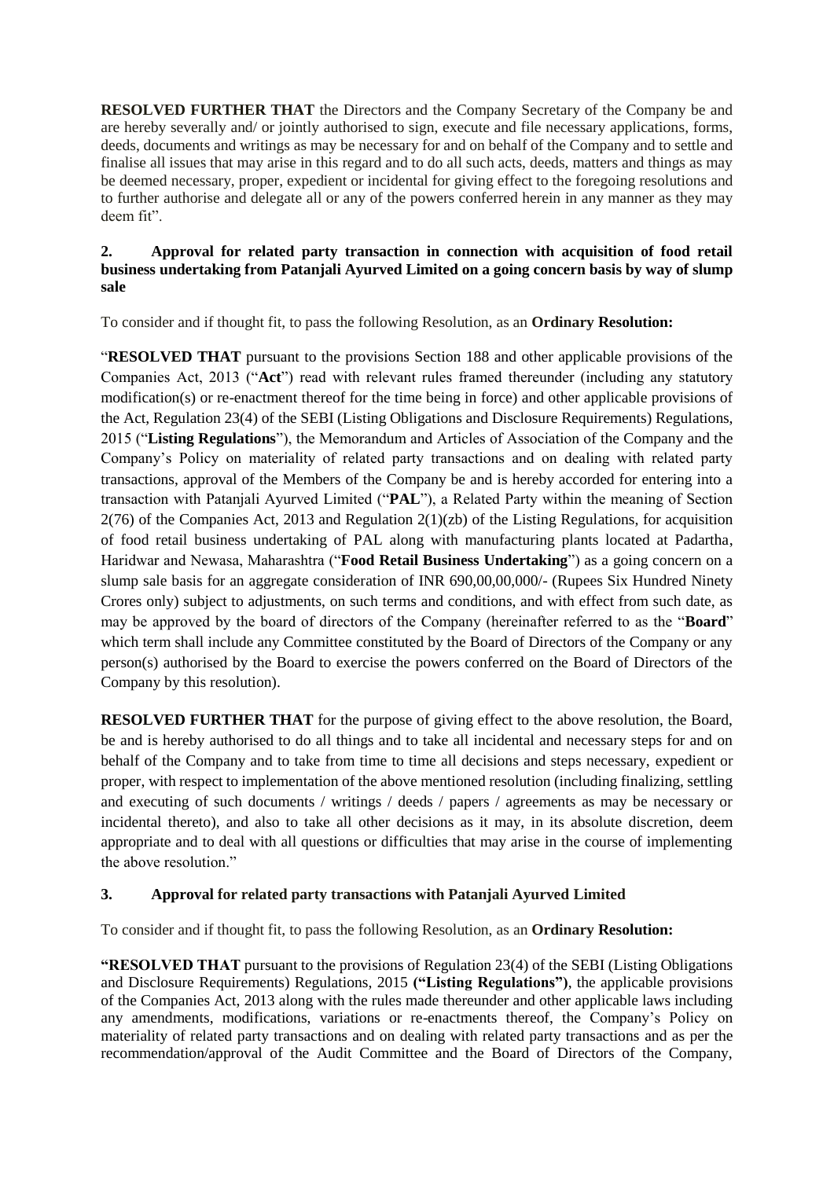**RESOLVED FURTHER THAT** the Directors and the Company Secretary of the Company be and are hereby severally and/ or jointly authorised to sign, execute and file necessary applications, forms, deeds, documents and writings as may be necessary for and on behalf of the Company and to settle and finalise all issues that may arise in this regard and to do all such acts, deeds, matters and things as may be deemed necessary, proper, expedient or incidental for giving effect to the foregoing resolutions and to further authorise and delegate all or any of the powers conferred herein in any manner as they may deem fit".

**2. Approval for related party transaction in connection with acquisition of food retail business undertaking from Patanjali Ayurved Limited on a going concern basis by way of slump sale**

To consider and if thought fit, to pass the following Resolution, as an **Ordinary Resolution:**

"**RESOLVED THAT** pursuant to the provisions Section 188 and other applicable provisions of the Companies Act, 2013 ("**Act**") read with relevant rules framed thereunder (including any statutory modification(s) or re-enactment thereof for the time being in force) and other applicable provisions of the Act, Regulation 23(4) of the SEBI (Listing Obligations and Disclosure Requirements) Regulations, 2015 ("**Listing Regulations**"), the Memorandum and Articles of Association of the Company and the Company's Policy on materiality of related party transactions and on dealing with related party transactions, approval of the Members of the Company be and is hereby accorded for entering into a transaction with Patanjali Ayurved Limited ("**PAL**"), a Related Party within the meaning of Section 2(76) of the Companies Act, 2013 and Regulation 2(1)(zb) of the Listing Regulations, for acquisition of food retail business undertaking of PAL along with manufacturing plants located at Padartha, Haridwar and Newasa, Maharashtra ("**Food Retail Business Undertaking**") as a going concern on a slump sale basis for an aggregate consideration of INR 690,00,00,000/- (Rupees Six Hundred Ninety Crores only) subject to adjustments, on such terms and conditions, and with effect from such date, as may be approved by the board of directors of the Company (hereinafter referred to as the "**Board**" which term shall include any Committee constituted by the Board of Directors of the Company or any person(s) authorised by the Board to exercise the powers conferred on the Board of Directors of the Company by this resolution).

**RESOLVED FURTHER THAT** for the purpose of giving effect to the above resolution, the Board, be and is hereby authorised to do all things and to take all incidental and necessary steps for and on behalf of the Company and to take from time to time all decisions and steps necessary, expedient or proper, with respect to implementation of the above mentioned resolution (including finalizing, settling and executing of such documents / writings / deeds / papers / agreements as may be necessary or incidental thereto), and also to take all other decisions as it may, in its absolute discretion, deem appropriate and to deal with all questions or difficulties that may arise in the course of implementing the above resolution."

**3. Approval for related party transactions with Patanjali Ayurved Limited**

To consider and if thought fit, to pass the following Resolution, as an **Ordinary Resolution:**

**"RESOLVED THAT** pursuant to the provisions of Regulation 23(4) of the SEBI (Listing Obligations and Disclosure Requirements) Regulations, 2015 **("Listing Regulations")**, the applicable provisions of the Companies Act, 2013 along with the rules made thereunder and other applicable laws including any amendments, modifications, variations or re-enactments thereof, the Company's Policy on materiality of related party transactions and on dealing with related party transactions and as per the recommendation/approval of the Audit Committee and the Board of Directors of the Company,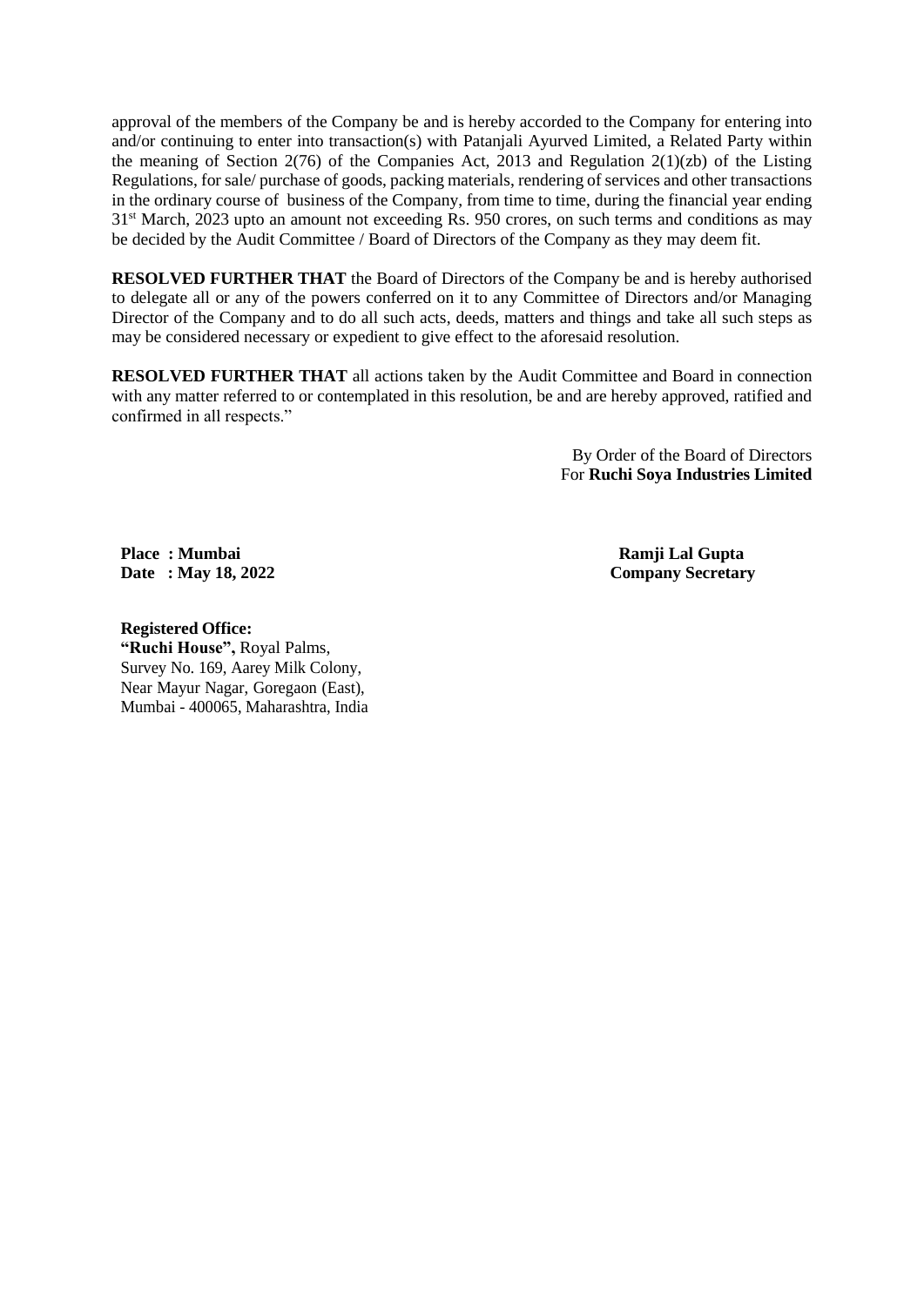approval of the members of the Company be and is hereby accorded to the Company for entering into and/or continuing to enter into transaction(s) with Patanjali Ayurved Limited, a Related Party within the meaning of Section 2(76) of the Companies Act, 2013 and Regulation 2(1)(zb) of the Listing Regulations, for sale/ purchase of goods, packing materials, rendering of services and other transactions in the ordinary course of business of the Company, from time to time, during the financial year ending 31st March, 2023 upto an amount not exceeding Rs. 950 crores, on such terms and conditions as may be decided by the Audit Committee / Board of Directors of the Company as they may deem fit.

**RESOLVED FURTHER THAT** the Board of Directors of the Company be and is hereby authorised to delegate all or any of the powers conferred on it to any Committee of Directors and/or Managing Director of the Company and to do all such acts, deeds, matters and things and take all such steps as may be considered necessary or expedient to give effect to the aforesaid resolution.

**RESOLVED FURTHER THAT** all actions taken by the Audit Committee and Board in connection with any matter referred to or contemplated in this resolution, be and are hereby approved, ratified and confirmed in all respects."

By Order of the Board of Directors
For **Ruchi Soya Industries Limited**

**Place : Mumbai**
**Date : May 18, 2022**

**Ramji Lal Gupta**
**Company Secretary**

**Registered Office:**
**"Ruchi House",** Royal Palms,
Survey No. 169, Aarey Milk Colony,
Near Mayur Nagar, Goregaon (East),
Mumbai - 400065, Maharashtra, India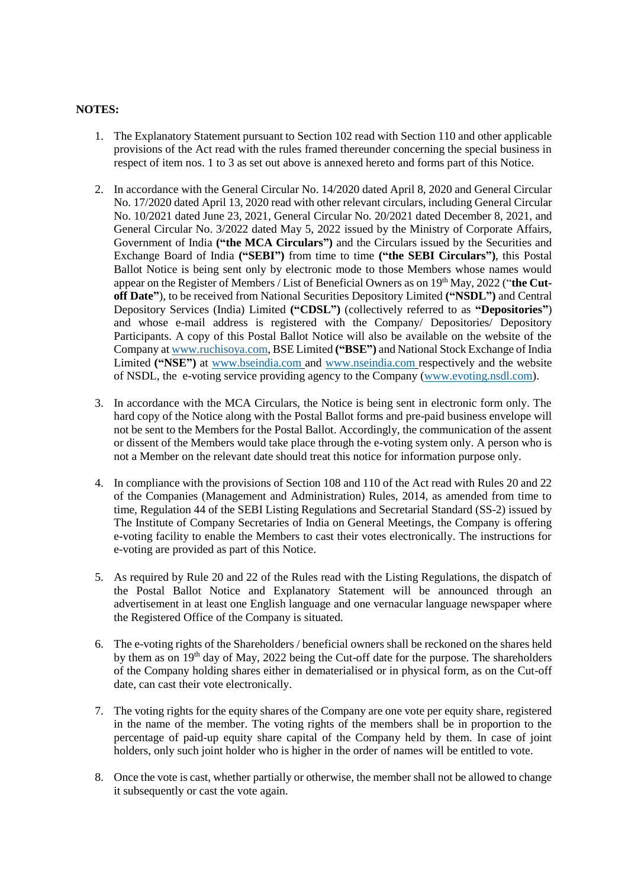**NOTES:**

1. The Explanatory Statement pursuant to Section 102 read with Section 110 and other applicable provisions of the Act read with the rules framed thereunder concerning the special business in respect of item nos. 1 to 3 as set out above is annexed hereto and forms part of this Notice.

2. In accordance with the General Circular No. 14/2020 dated April 8, 2020 and General Circular No. 17/2020 dated April 13, 2020 read with other relevant circulars, including General Circular No. 10/2021 dated June 23, 2021, General Circular No. 20/2021 dated December 8, 2021, and General Circular No. 3/2022 dated May 5, 2022 issued by the Ministry of Corporate Affairs, Government of India **("the MCA Circulars")** and the Circulars issued by the Securities and Exchange Board of India **("SEBI")** from time to time **("the SEBI Circulars")**, this Postal Ballot Notice is being sent only by electronic mode to those Members whose names would appear on the Register of Members / List of Beneficial Owners as on 19th May, 2022 ("**the Cut-off Date"**), to be received from National Securities Depository Limited **("NSDL")** and Central Depository Services (India) Limited **("CDSL")** (collectively referred to as **"Depositories"**) and whose e-mail address is registered with the Company/ Depositories/ Depository Participants. A copy of this Postal Ballot Notice will also be available on the website of the Company at www.ruchisoya.com, BSE Limited **("BSE")** and National Stock Exchange of India Limited **("NSE")** at www.bseindia.com and www.nseindia.com respectively and the website of NSDL, the e-voting service providing agency to the Company (www.evoting.nsdl.com).

3. In accordance with the MCA Circulars, the Notice is being sent in electronic form only. The hard copy of the Notice along with the Postal Ballot forms and pre-paid business envelope will not be sent to the Members for the Postal Ballot. Accordingly, the communication of the assent or dissent of the Members would take place through the e-voting system only. A person who is not a Member on the relevant date should treat this notice for information purpose only.

4. In compliance with the provisions of Section 108 and 110 of the Act read with Rules 20 and 22 of the Companies (Management and Administration) Rules, 2014, as amended from time to time, Regulation 44 of the SEBI Listing Regulations and Secretarial Standard (SS-2) issued by The Institute of Company Secretaries of India on General Meetings, the Company is offering e-voting facility to enable the Members to cast their votes electronically. The instructions for e-voting are provided as part of this Notice.

5. As required by Rule 20 and 22 of the Rules read with the Listing Regulations, the dispatch of the Postal Ballot Notice and Explanatory Statement will be announced through an advertisement in at least one English language and one vernacular language newspaper where the Registered Office of the Company is situated.

6. The e-voting rights of the Shareholders / beneficial owners shall be reckoned on the shares held by them as on 19th day of May, 2022 being the Cut-off date for the purpose. The shareholders of the Company holding shares either in dematerialised or in physical form, as on the Cut-off date, can cast their vote electronically.

7. The voting rights for the equity shares of the Company are one vote per equity share, registered in the name of the member. The voting rights of the members shall be in proportion to the percentage of paid-up equity share capital of the Company held by them. In case of joint holders, only such joint holder who is higher in the order of names will be entitled to vote.

8. Once the vote is cast, whether partially or otherwise, the member shall not be allowed to change it subsequently or cast the vote again.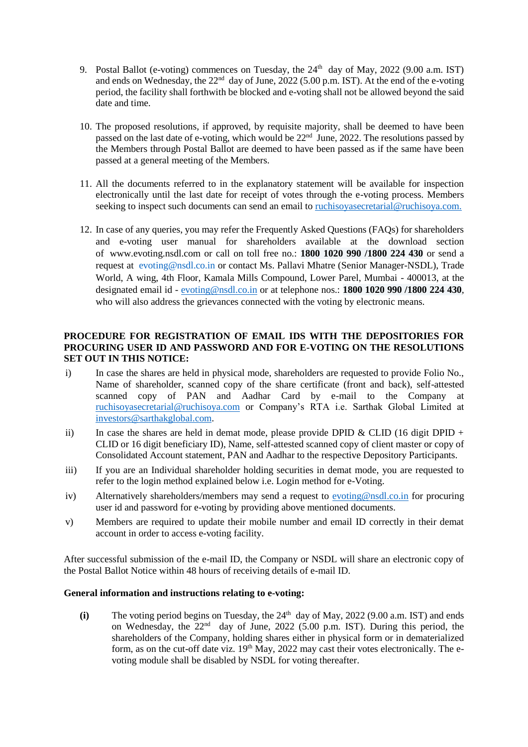9. Postal Ballot (e-voting) commences on Tuesday, the 24th day of May, 2022 (9.00 a.m. IST) and ends on Wednesday, the 22nd day of June, 2022 (5.00 p.m. IST). At the end of the e-voting period, the facility shall forthwith be blocked and e-voting shall not be allowed beyond the said date and time.

10. The proposed resolutions, if approved, by requisite majority, shall be deemed to have been passed on the last date of e-voting, which would be 22nd June, 2022. The resolutions passed by the Members through Postal Ballot are deemed to have been passed as if the same have been passed at a general meeting of the Members.

11. All the documents referred to in the explanatory statement will be available for inspection electronically until the last date for receipt of votes through the e-voting process. Members seeking to inspect such documents can send an email to ruchisoyasecretarial@ruchisoya.com.

12. In case of any queries, you may refer the Frequently Asked Questions (FAQs) for shareholders and e-voting user manual for shareholders available at the download section of www.evoting.nsdl.com or call on toll free no.: **1800 1020 990 /1800 224 430** or send a request at evoting@nsdl.co.in or contact Ms. Pallavi Mhatre (Senior Manager-NSDL), Trade World, A wing, 4th Floor, Kamala Mills Compound, Lower Parel, Mumbai - 400013, at the designated email id - evoting@nsdl.co.in or at telephone nos.: **1800 1020 990 /1800 224 430**, who will also address the grievances connected with the voting by electronic means.

**PROCEDURE FOR REGISTRATION OF EMAIL IDS WITH THE DEPOSITORIES FOR PROCURING USER ID AND PASSWORD AND FOR E-VOTING ON THE RESOLUTIONS SET OUT IN THIS NOTICE:**

i) In case the shares are held in physical mode, shareholders are requested to provide Folio No., Name of shareholder, scanned copy of the share certificate (front and back), self-attested scanned copy of PAN and Aadhar Card by e-mail to the Company at ruchisoyasecretarial@ruchisoya.com or Company's RTA i.e. Sarthak Global Limited at investors@sarthakglobal.com.

ii) In case the shares are held in demat mode, please provide DPID & CLID (16 digit DPID + CLID or 16 digit beneficiary ID), Name, self-attested scanned copy of client master or copy of Consolidated Account statement, PAN and Aadhar to the respective Depository Participants.

iii) If you are an Individual shareholder holding securities in demat mode, you are requested to refer to the login method explained below i.e. Login method for e-Voting.

iv) Alternatively shareholders/members may send a request to evoting@nsdl.co.in for procuring user id and password for e-voting by providing above mentioned documents.

v) Members are required to update their mobile number and email ID correctly in their demat account in order to access e-voting facility.

After successful submission of the e-mail ID, the Company or NSDL will share an electronic copy of the Postal Ballot Notice within 48 hours of receiving details of e-mail ID.

**General information and instructions relating to e-voting:**

**(i)** The voting period begins on Tuesday, the 24th day of May, 2022 (9.00 a.m. IST) and ends on Wednesday, the 22nd day of June, 2022 (5.00 p.m. IST). During this period, the shareholders of the Company, holding shares either in physical form or in dematerialized form, as on the cut-off date viz. 19th May, 2022 may cast their votes electronically. The e-voting module shall be disabled by NSDL for voting thereafter.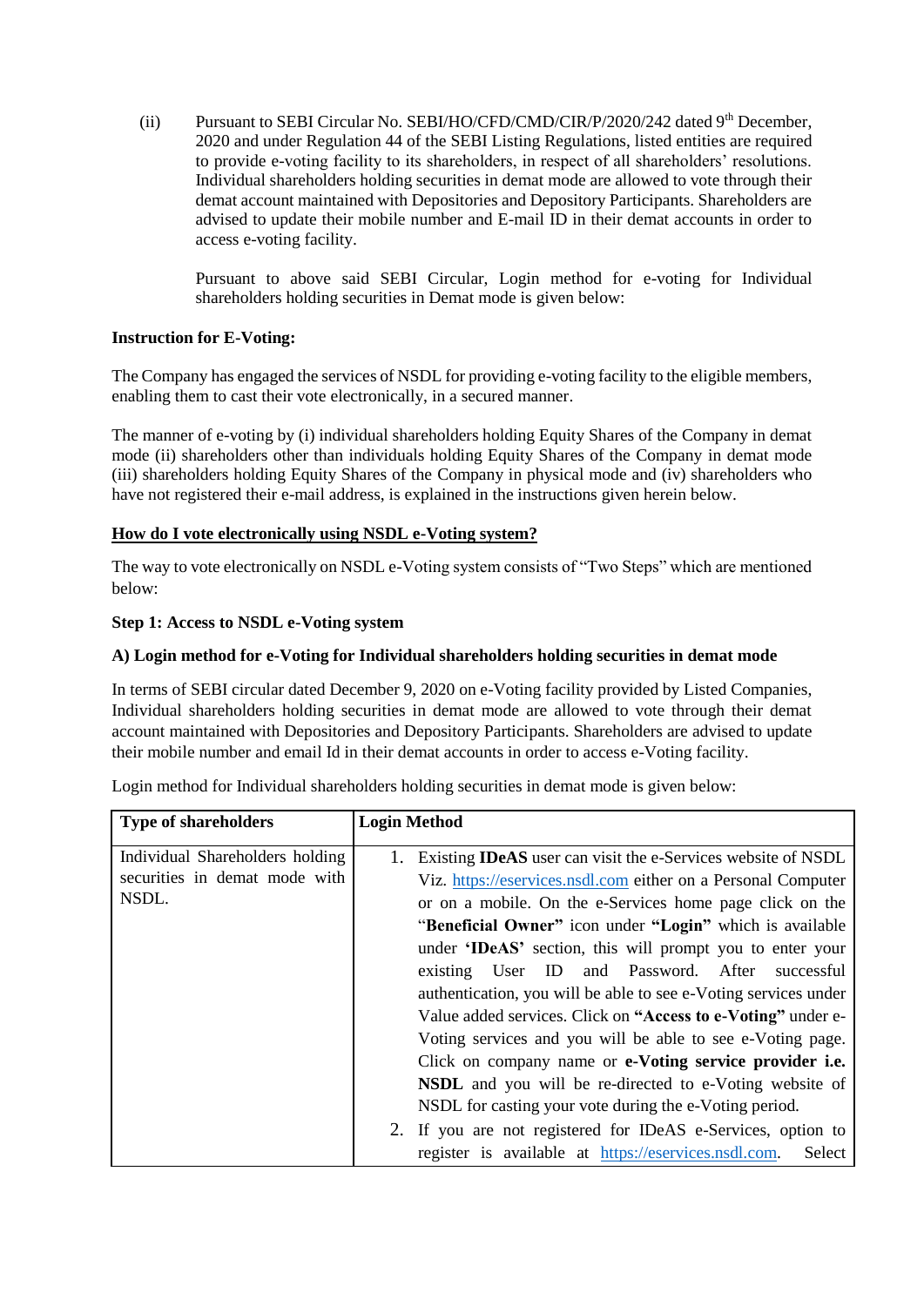(ii) Pursuant to SEBI Circular No. SEBI/HO/CFD/CMD/CIR/P/2020/242 dated 9th December, 2020 and under Regulation 44 of the SEBI Listing Regulations, listed entities are required to provide e-voting facility to its shareholders, in respect of all shareholders' resolutions. Individual shareholders holding securities in demat mode are allowed to vote through their demat account maintained with Depositories and Depository Participants. Shareholders are advised to update their mobile number and E-mail ID in their demat accounts in order to access e-voting facility.

Pursuant to above said SEBI Circular, Login method for e-voting for Individual shareholders holding securities in Demat mode is given below:

**Instruction for E-Voting:**

The Company has engaged the services of NSDL for providing e-voting facility to the eligible members, enabling them to cast their vote electronically, in a secured manner.

The manner of e-voting by (i) individual shareholders holding Equity Shares of the Company in demat mode (ii) shareholders other than individuals holding Equity Shares of the Company in demat mode (iii) shareholders holding Equity Shares of the Company in physical mode and (iv) shareholders who have not registered their e-mail address, is explained in the instructions given herein below.

**How do I vote electronically using NSDL e-Voting system?**

The way to vote electronically on NSDL e-Voting system consists of "Two Steps" which are mentioned below:

**Step 1: Access to NSDL e-Voting system**

**A) Login method for e-Voting for Individual shareholders holding securities in demat mode**

In terms of SEBI circular dated December 9, 2020 on e-Voting facility provided by Listed Companies, Individual shareholders holding securities in demat mode are allowed to vote through their demat account maintained with Depositories and Depository Participants. Shareholders are advised to update their mobile number and email Id in their demat accounts in order to access e-Voting facility.

Login method for Individual shareholders holding securities in demat mode is given below:

| Type of shareholders | Login Method |
|---|---|
| Individual Shareholders holding securities in demat mode with NSDL. | 1. Existing **IDeAS** user can visit the e-Services website of NSDL Viz. https://eservices.nsdl.com either on a Personal Computer or on a mobile. On the e-Services home page click on the "**Beneficial Owner"** icon under **"Login"** which is available under **'IDeAS'** section, this will prompt you to enter your existing User ID and Password. After successful authentication, you will be able to see e-Voting services under Value added services. Click on **"Access to e-Voting"** under e-Voting services and you will be able to see e-Voting page. Click on company name or **e-Voting service provider i.e. NSDL** and you will be re-directed to e-Voting website of NSDL for casting your vote during the e-Voting period.<br>2. If you are not registered for IDeAS e-Services, option to register is available at https://eservices.nsdl.com. Select |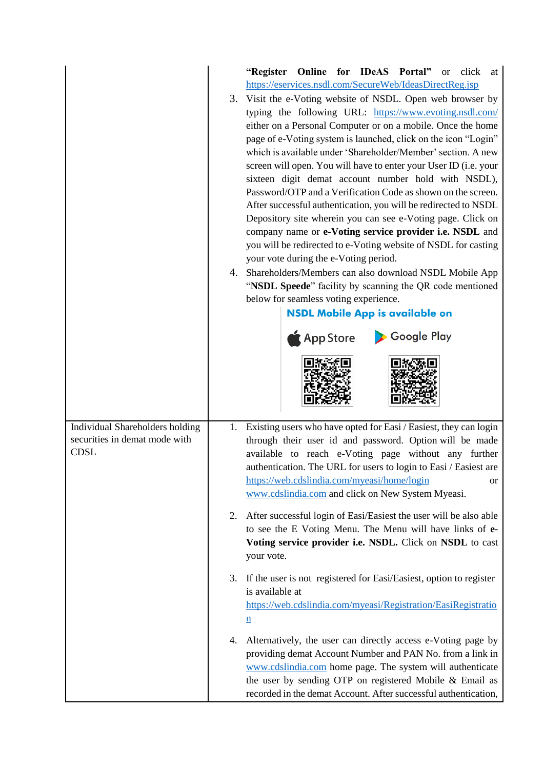| | |
|---|---|
| | **"Register Online for IDeAS Portal"** or click at https://eservices.nsdl.com/SecureWeb/IdeasDirectReg.jsp<br>3. Visit the e-Voting website of NSDL. Open web browser by typing the following URL: https://www.evoting.nsdl.com/ either on a Personal Computer or on a mobile. Once the home page of e-Voting system is launched, click on the icon "Login" which is available under 'Shareholder/Member' section. A new screen will open. You will have to enter your User ID (i.e. your sixteen digit demat account number hold with NSDL), Password/OTP and a Verification Code as shown on the screen. After successful authentication, you will be redirected to NSDL Depository site wherein you can see e-Voting page. Click on company name or **e-Voting service provider i.e. NSDL** and you will be redirected to e-Voting website of NSDL for casting your vote during the e-Voting period.<br>4. Shareholders/Members can also download NSDL Mobile App "**NSDL Speede**" facility by scanning the QR code mentioned below for seamless voting experience.<br>**NSDL Mobile App is available on**<br>App Store Google Play |
| Individual Shareholders holding securities in demat mode with CDSL | 1. Existing users who have opted for Easi / Easiest, they can login through their user id and password. Option will be made available to reach e-Voting page without any further authentication. The URL for users to login to Easi / Easiest are https://web.cdslindia.com/myeasi/home/login or www.cdslindia.com and click on New System Myeasi.<br>2. After successful login of Easi/Easiest the user will be also able to see the E Voting Menu. The Menu will have links of **e-Voting service provider i.e. NSDL.** Click on **NSDL** to cast your vote.<br>3. If the user is not registered for Easi/Easiest, option to register is available at https://web.cdslindia.com/myeasi/Registration/EasiRegistration<br>4. Alternatively, the user can directly access e-Voting page by providing demat Account Number and PAN No. from a link in www.cdslindia.com home page. The system will authenticate the user by sending OTP on registered Mobile & Email as recorded in the demat Account. After successful authentication, |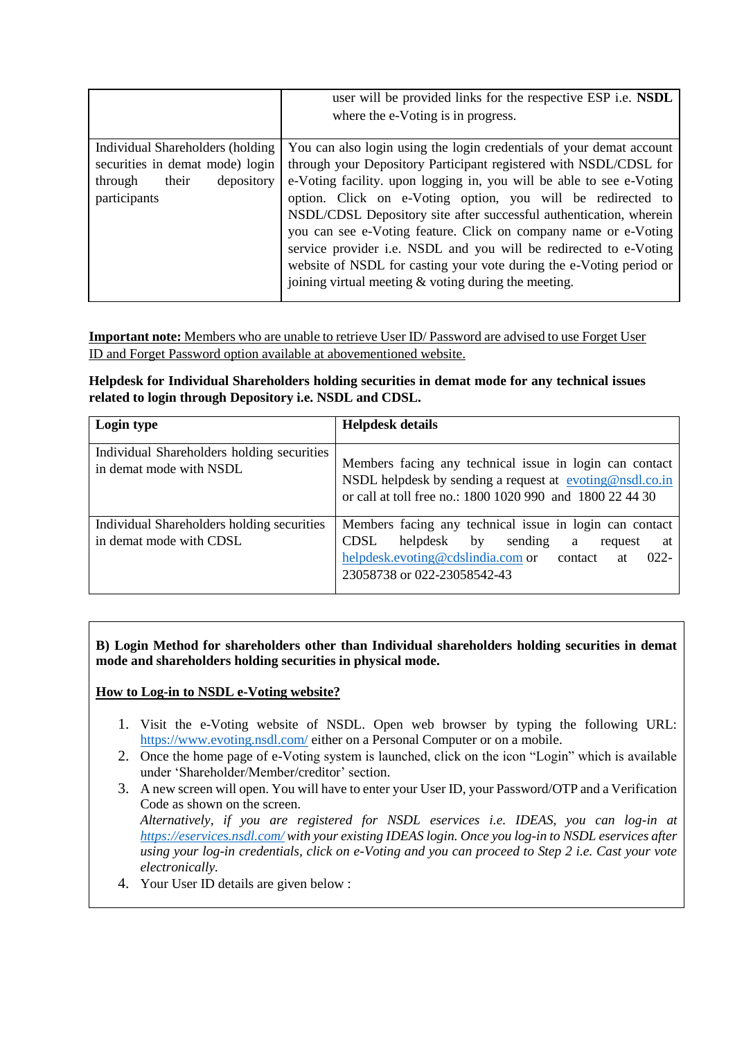| | |
|---|---|
| | user will be provided links for the respective ESP i.e. **NSDL** where the e-Voting is in progress. |
| Individual Shareholders (holding securities in demat mode) login through their depository participants | You can also login using the login credentials of your demat account through your Depository Participant registered with NSDL/CDSL for e-Voting facility. upon logging in, you will be able to see e-Voting option. Click on e-Voting option, you will be redirected to NSDL/CDSL Depository site after successful authentication, wherein you can see e-Voting feature. Click on company name or e-Voting service provider i.e. NSDL and you will be redirected to e-Voting website of NSDL for casting your vote during the e-Voting period or joining virtual meeting & voting during the meeting. |

**Important note:** Members who are unable to retrieve User ID/ Password are advised to use Forget User ID and Forget Password option available at abovementioned website.

**Helpdesk for Individual Shareholders holding securities in demat mode for any technical issues related to login through Depository i.e. NSDL and CDSL.**

| Login type | Helpdesk details |
|---|---|
| Individual Shareholders holding securities in demat mode with NSDL | Members facing any technical issue in login can contact NSDL helpdesk by sending a request at evoting@nsdl.co.in or call at toll free no.: 1800 1020 990 and 1800 22 44 30 |
| Individual Shareholders holding securities in demat mode with CDSL | Members facing any technical issue in login can contact CDSL helpdesk by sending a request at helpdesk.evoting@cdslindia.com or contact at 022-23058738 or 022-23058542-43 |

**B) Login Method for shareholders other than Individual shareholders holding securities in demat mode and shareholders holding securities in physical mode.**

**How to Log-in to NSDL e-Voting website?**

1. Visit the e-Voting website of NSDL. Open web browser by typing the following URL: https://www.evoting.nsdl.com/ either on a Personal Computer or on a mobile.
2. Once the home page of e-Voting system is launched, click on the icon "Login" which is available under 'Shareholder/Member/creditor' section.
3. A new screen will open. You will have to enter your User ID, your Password/OTP and a Verification Code as shown on the screen.
   *Alternatively, if you are registered for NSDL eservices i.e. IDEAS, you can log-in at https://eservices.nsdl.com/ with your existing IDEAS login. Once you log-in to NSDL eservices after using your log-in credentials, click on e-Voting and you can proceed to Step 2 i.e. Cast your vote electronically.*
4. Your User ID details are given below :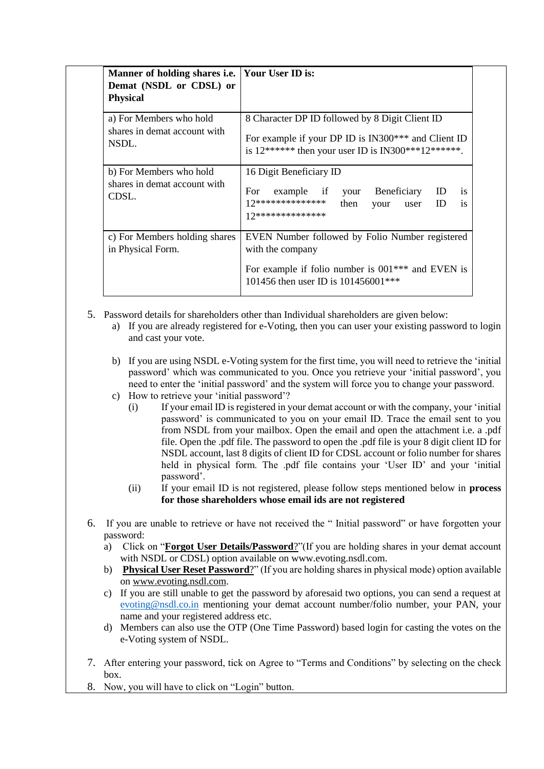| Manner of holding shares i.e. Demat (NSDL or CDSL) or Physical | Your User ID is: |
|---|---|
| a) For Members who hold shares in demat account with NSDL. | 8 Character DP ID followed by 8 Digit Client ID<br><br>For example if your DP ID is IN300*** and Client ID is 12****** then your user ID is IN300***12******. |
| b) For Members who hold shares in demat account with CDSL. | 16 Digit Beneficiary ID<br><br>For example if your Beneficiary ID is 12************** then your user ID is 12************** |
| c) For Members holding shares in Physical Form. | EVEN Number followed by Folio Number registered with the company<br><br>For example if folio number is 001*** and EVEN is 101456 then user ID is 101456001*** |

5. Password details for shareholders other than Individual shareholders are given below:
   a) If you are already registered for e-Voting, then you can user your existing password to login and cast your vote.

   b) If you are using NSDL e-Voting system for the first time, you will need to retrieve the 'initial password' which was communicated to you. Once you retrieve your 'initial password', you need to enter the 'initial password' and the system will force you to change your password.
   c) How to retrieve your 'initial password'?
      (i) If your email ID is registered in your demat account or with the company, your 'initial password' is communicated to you on your email ID. Trace the email sent to you from NSDL from your mailbox. Open the email and open the attachment i.e. a .pdf file. Open the .pdf file. The password to open the .pdf file is your 8 digit client ID for NSDL account, last 8 digits of client ID for CDSL account or folio number for shares held in physical form. The .pdf file contains your 'User ID' and your 'initial password'.
      (ii) If your email ID is not registered, please follow steps mentioned below in **process for those shareholders whose email ids are not registered**

6. If you are unable to retrieve or have not received the " Initial password" or have forgotten your password:
   a) Click on "**Forgot User Details/Password**?"(If you are holding shares in your demat account with NSDL or CDSL) option available on www.evoting.nsdl.com.
   b) **Physical User Reset Password**?" (If you are holding shares in physical mode) option available on www.evoting.nsdl.com.
   c) If you are still unable to get the password by aforesaid two options, you can send a request at evoting@nsdl.co.in mentioning your demat account number/folio number, your PAN, your name and your registered address etc.
   d) Members can also use the OTP (One Time Password) based login for casting the votes on the e-Voting system of NSDL.

7. After entering your password, tick on Agree to "Terms and Conditions" by selecting on the check box.
8. Now, you will have to click on "Login" button.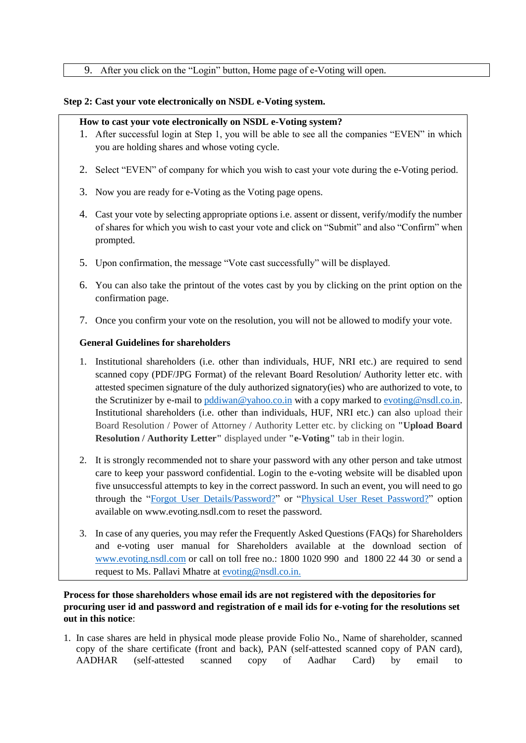9. After you click on the "Login" button, Home page of e-Voting will open.

**Step 2: Cast your vote electronically on NSDL e-Voting system.**

**How to cast your vote electronically on NSDL e-Voting system?**

1. After successful login at Step 1, you will be able to see all the companies "EVEN" in which you are holding shares and whose voting cycle.

2. Select "EVEN" of company for which you wish to cast your vote during the e-Voting period.

3. Now you are ready for e-Voting as the Voting page opens.

4. Cast your vote by selecting appropriate options i.e. assent or dissent, verify/modify the number of shares for which you wish to cast your vote and click on "Submit" and also "Confirm" when prompted.

5. Upon confirmation, the message "Vote cast successfully" will be displayed.

6. You can also take the printout of the votes cast by you by clicking on the print option on the confirmation page.

7. Once you confirm your vote on the resolution, you will not be allowed to modify your vote.

**General Guidelines for shareholders**

1. Institutional shareholders (i.e. other than individuals, HUF, NRI etc.) are required to send scanned copy (PDF/JPG Format) of the relevant Board Resolution/ Authority letter etc. with attested specimen signature of the duly authorized signatory(ies) who are authorized to vote, to the Scrutinizer by e-mail to pddiwan@yahoo.co.in with a copy marked to evoting@nsdl.co.in. Institutional shareholders (i.e. other than individuals, HUF, NRI etc.) can also upload their Board Resolution / Power of Attorney / Authority Letter etc. by clicking on **"Upload Board Resolution / Authority Letter"** displayed under **"e-Voting"** tab in their login.

2. It is strongly recommended not to share your password with any other person and take utmost care to keep your password confidential. Login to the e-voting website will be disabled upon five unsuccessful attempts to key in the correct password. In such an event, you will need to go through the "Forgot User Details/Password?" or "Physical User Reset Password?" option available on www.evoting.nsdl.com to reset the password.

3. In case of any queries, you may refer the Frequently Asked Questions (FAQs) for Shareholders and e-voting user manual for Shareholders available at the download section of www.evoting.nsdl.com or call on toll free no.: 1800 1020 990 and 1800 22 44 30 or send a request to Ms. Pallavi Mhatre at evoting@nsdl.co.in.

**Process for those shareholders whose email ids are not registered with the depositories for procuring user id and password and registration of e mail ids for e-voting for the resolutions set out in this notice**:

1. In case shares are held in physical mode please provide Folio No., Name of shareholder, scanned copy of the share certificate (front and back), PAN (self-attested scanned copy of PAN card), AADHAR (self-attested scanned copy of Aadhar Card) by email to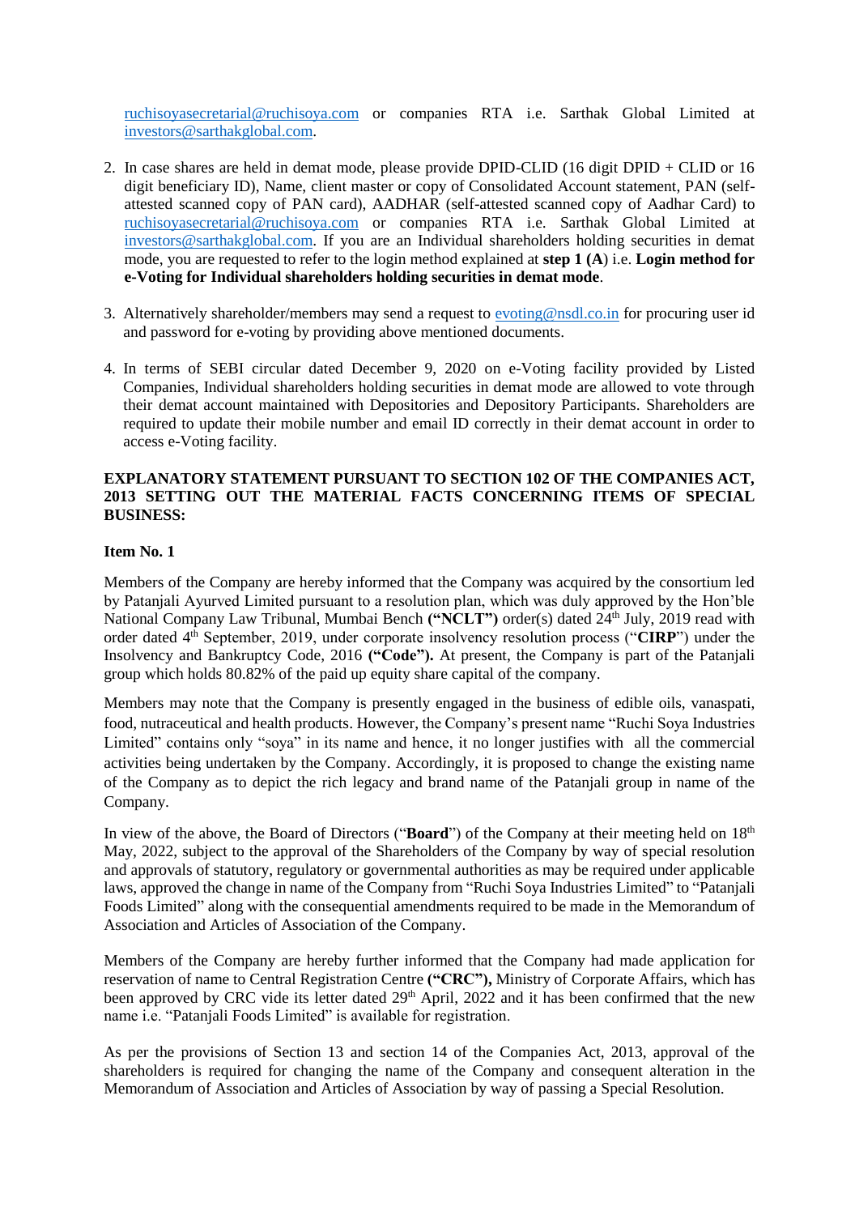ruchisoyasecretarial@ruchisoya.com or companies RTA i.e. Sarthak Global Limited at investors@sarthakglobal.com.

2. In case shares are held in demat mode, please provide DPID-CLID (16 digit DPID + CLID or 16 digit beneficiary ID), Name, client master or copy of Consolidated Account statement, PAN (self-attested scanned copy of PAN card), AADHAR (self-attested scanned copy of Aadhar Card) to ruchisoyasecretarial@ruchisoya.com or companies RTA i.e. Sarthak Global Limited at investors@sarthakglobal.com. If you are an Individual shareholders holding securities in demat mode, you are requested to refer to the login method explained at **step 1 (A**) i.e. **Login method for e-Voting for Individual shareholders holding securities in demat mode**.

3. Alternatively shareholder/members may send a request to evoting@nsdl.co.in for procuring user id and password for e-voting by providing above mentioned documents.

4. In terms of SEBI circular dated December 9, 2020 on e-Voting facility provided by Listed Companies, Individual shareholders holding securities in demat mode are allowed to vote through their demat account maintained with Depositories and Depository Participants. Shareholders are required to update their mobile number and email ID correctly in their demat account in order to access e-Voting facility.

**EXPLANATORY STATEMENT PURSUANT TO SECTION 102 OF THE COMPANIES ACT, 2013 SETTING OUT THE MATERIAL FACTS CONCERNING ITEMS OF SPECIAL BUSINESS:**

**Item No. 1**

Members of the Company are hereby informed that the Company was acquired by the consortium led by Patanjali Ayurved Limited pursuant to a resolution plan, which was duly approved by the Hon'ble National Company Law Tribunal, Mumbai Bench **("NCLT")** order(s) dated 24th July, 2019 read with order dated 4th September, 2019, under corporate insolvency resolution process ("**CIRP**") under the Insolvency and Bankruptcy Code, 2016 **("Code").** At present, the Company is part of the Patanjali group which holds 80.82% of the paid up equity share capital of the company.

Members may note that the Company is presently engaged in the business of edible oils, vanaspati, food, nutraceutical and health products. However, the Company's present name "Ruchi Soya Industries Limited" contains only "soya" in its name and hence, it no longer justifies with all the commercial activities being undertaken by the Company. Accordingly, it is proposed to change the existing name of the Company as to depict the rich legacy and brand name of the Patanjali group in name of the Company.

In view of the above, the Board of Directors ("**Board**") of the Company at their meeting held on 18th May, 2022, subject to the approval of the Shareholders of the Company by way of special resolution and approvals of statutory, regulatory or governmental authorities as may be required under applicable laws, approved the change in name of the Company from "Ruchi Soya Industries Limited" to "Patanjali Foods Limited" along with the consequential amendments required to be made in the Memorandum of Association and Articles of Association of the Company.

Members of the Company are hereby further informed that the Company had made application for reservation of name to Central Registration Centre **("CRC"),** Ministry of Corporate Affairs, which has been approved by CRC vide its letter dated 29th April, 2022 and it has been confirmed that the new name i.e. "Patanjali Foods Limited" is available for registration.

As per the provisions of Section 13 and section 14 of the Companies Act, 2013, approval of the shareholders is required for changing the name of the Company and consequent alteration in the Memorandum of Association and Articles of Association by way of passing a Special Resolution.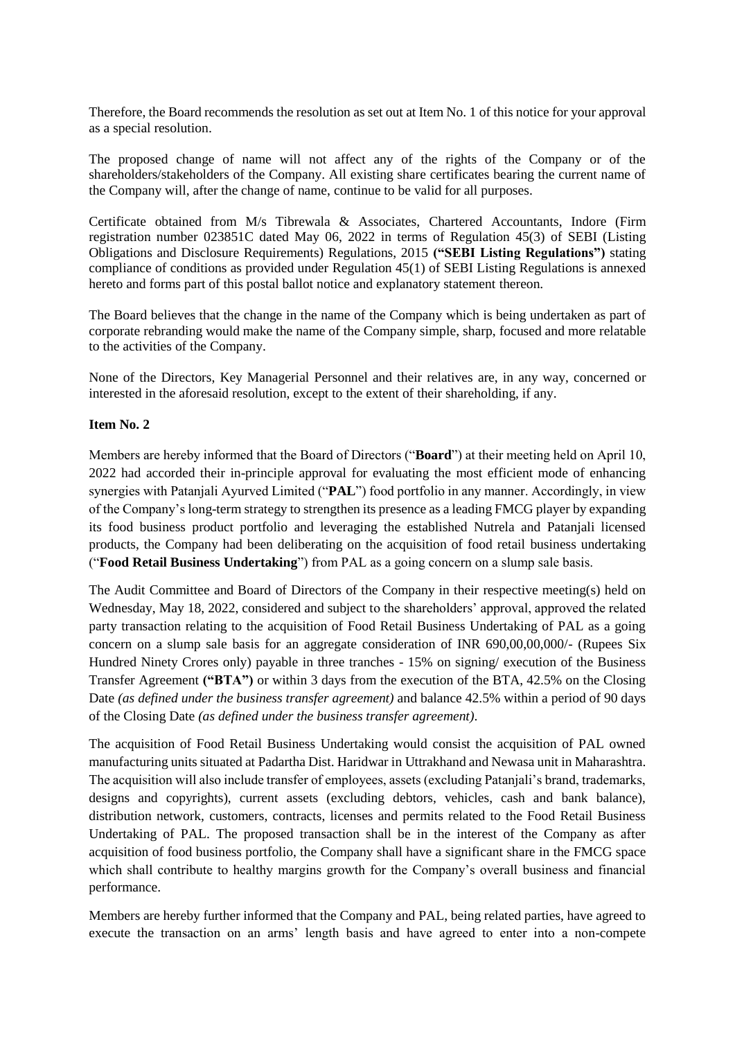Therefore, the Board recommends the resolution as set out at Item No. 1 of this notice for your approval as a special resolution.

The proposed change of name will not affect any of the rights of the Company or of the shareholders/stakeholders of the Company. All existing share certificates bearing the current name of the Company will, after the change of name, continue to be valid for all purposes.

Certificate obtained from M/s Tibrewala & Associates, Chartered Accountants, Indore (Firm registration number 023851C dated May 06, 2022 in terms of Regulation 45(3) of SEBI (Listing Obligations and Disclosure Requirements) Regulations, 2015 **("SEBI Listing Regulations")** stating compliance of conditions as provided under Regulation 45(1) of SEBI Listing Regulations is annexed hereto and forms part of this postal ballot notice and explanatory statement thereon.

The Board believes that the change in the name of the Company which is being undertaken as part of corporate rebranding would make the name of the Company simple, sharp, focused and more relatable to the activities of the Company.

None of the Directors, Key Managerial Personnel and their relatives are, in any way, concerned or interested in the aforesaid resolution, except to the extent of their shareholding, if any.

**Item No. 2**

Members are hereby informed that the Board of Directors ("**Board**") at their meeting held on April 10, 2022 had accorded their in-principle approval for evaluating the most efficient mode of enhancing synergies with Patanjali Ayurved Limited ("**PAL**") food portfolio in any manner. Accordingly, in view of the Company's long-term strategy to strengthen its presence as a leading FMCG player by expanding its food business product portfolio and leveraging the established Nutrela and Patanjali licensed products, the Company had been deliberating on the acquisition of food retail business undertaking ("**Food Retail Business Undertaking**") from PAL as a going concern on a slump sale basis.

The Audit Committee and Board of Directors of the Company in their respective meeting(s) held on Wednesday, May 18, 2022, considered and subject to the shareholders' approval, approved the related party transaction relating to the acquisition of Food Retail Business Undertaking of PAL as a going concern on a slump sale basis for an aggregate consideration of INR 690,00,00,000/- (Rupees Six Hundred Ninety Crores only) payable in three tranches - 15% on signing/ execution of the Business Transfer Agreement **("BTA")** or within 3 days from the execution of the BTA, 42.5% on the Closing Date *(as defined under the business transfer agreement)* and balance 42.5% within a period of 90 days of the Closing Date *(as defined under the business transfer agreement)*.

The acquisition of Food Retail Business Undertaking would consist the acquisition of PAL owned manufacturing units situated at Padartha Dist. Haridwar in Uttrakhand and Newasa unit in Maharashtra. The acquisition will also include transfer of employees, assets (excluding Patanjali's brand, trademarks, designs and copyrights), current assets (excluding debtors, vehicles, cash and bank balance), distribution network, customers, contracts, licenses and permits related to the Food Retail Business Undertaking of PAL. The proposed transaction shall be in the interest of the Company as after acquisition of food business portfolio, the Company shall have a significant share in the FMCG space which shall contribute to healthy margins growth for the Company's overall business and financial performance.

Members are hereby further informed that the Company and PAL, being related parties, have agreed to execute the transaction on an arms' length basis and have agreed to enter into a non-compete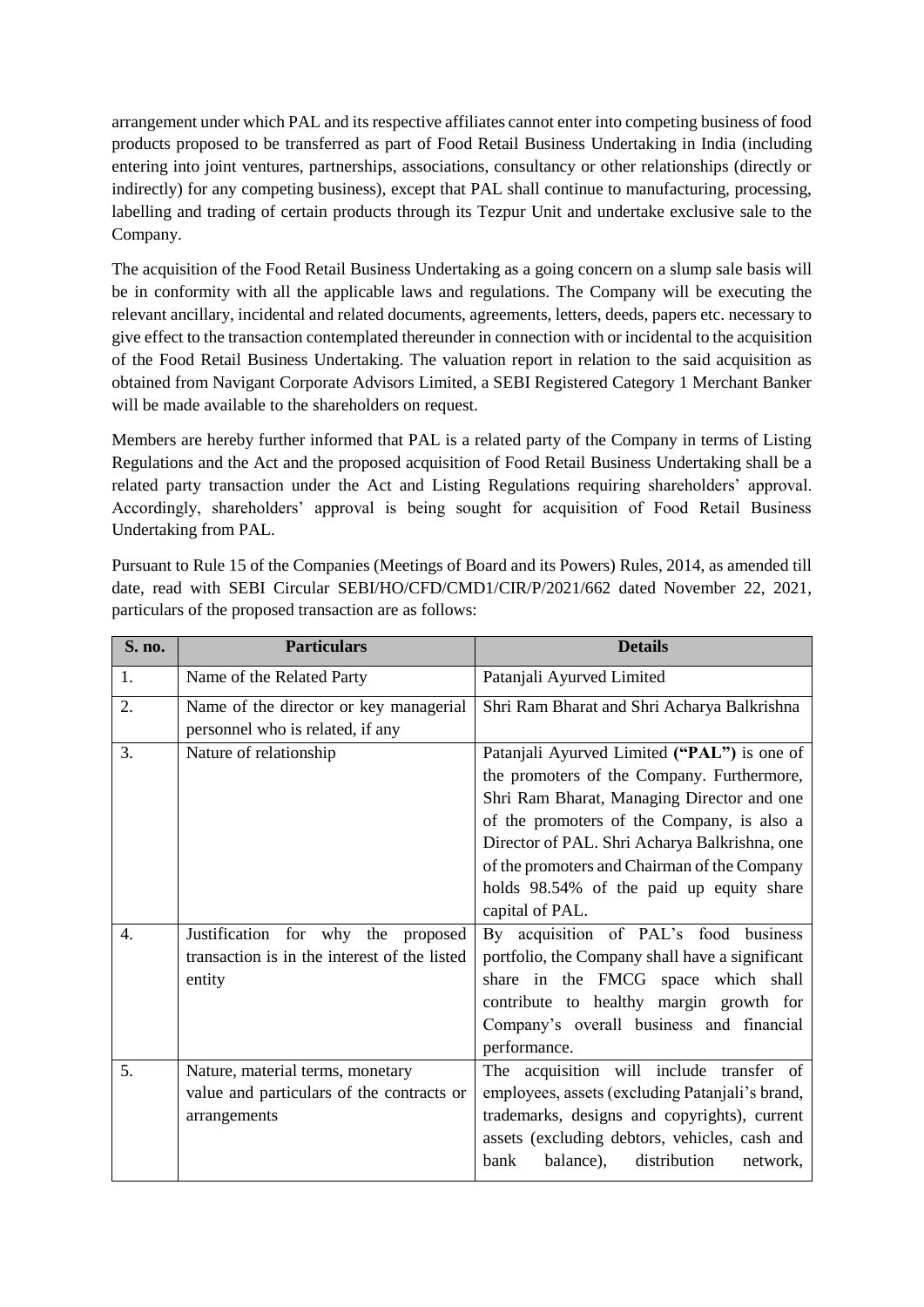arrangement under which PAL and its respective affiliates cannot enter into competing business of food products proposed to be transferred as part of Food Retail Business Undertaking in India (including entering into joint ventures, partnerships, associations, consultancy or other relationships (directly or indirectly) for any competing business), except that PAL shall continue to manufacturing, processing, labelling and trading of certain products through its Tezpur Unit and undertake exclusive sale to the Company.

The acquisition of the Food Retail Business Undertaking as a going concern on a slump sale basis will be in conformity with all the applicable laws and regulations. The Company will be executing the relevant ancillary, incidental and related documents, agreements, letters, deeds, papers etc. necessary to give effect to the transaction contemplated thereunder in connection with or incidental to the acquisition of the Food Retail Business Undertaking. The valuation report in relation to the said acquisition as obtained from Navigant Corporate Advisors Limited, a SEBI Registered Category 1 Merchant Banker will be made available to the shareholders on request.

Members are hereby further informed that PAL is a related party of the Company in terms of Listing Regulations and the Act and the proposed acquisition of Food Retail Business Undertaking shall be a related party transaction under the Act and Listing Regulations requiring shareholders' approval. Accordingly, shareholders' approval is being sought for acquisition of Food Retail Business Undertaking from PAL.

Pursuant to Rule 15 of the Companies (Meetings of Board and its Powers) Rules, 2014, as amended till date, read with SEBI Circular SEBI/HO/CFD/CMD1/CIR/P/2021/662 dated November 22, 2021, particulars of the proposed transaction are as follows:

| S. no. | Particulars | Details |
|---|---|---|
| 1. | Name of the Related Party | Patanjali Ayurved Limited |
| 2. | Name of the director or key managerial personnel who is related, if any | Shri Ram Bharat and Shri Acharya Balkrishna |
| 3. | Nature of relationship | Patanjali Ayurved Limited (**"PAL"**) is one of the promoters of the Company. Furthermore, Shri Ram Bharat, Managing Director and one of the promoters of the Company, is also a Director of PAL. Shri Acharya Balkrishna, one of the promoters and Chairman of the Company holds 98.54% of the paid up equity share capital of PAL. |
| 4. | Justification for why the proposed transaction is in the interest of the listed entity | By acquisition of PAL's food business portfolio, the Company shall have a significant share in the FMCG space which shall contribute to healthy margin growth for Company's overall business and financial performance. |
| 5. | Nature, material terms, monetary value and particulars of the contracts or arrangements | The acquisition will include transfer of employees, assets (excluding Patanjali's brand, trademarks, designs and copyrights), current assets (excluding debtors, vehicles, cash and bank balance), distribution network, |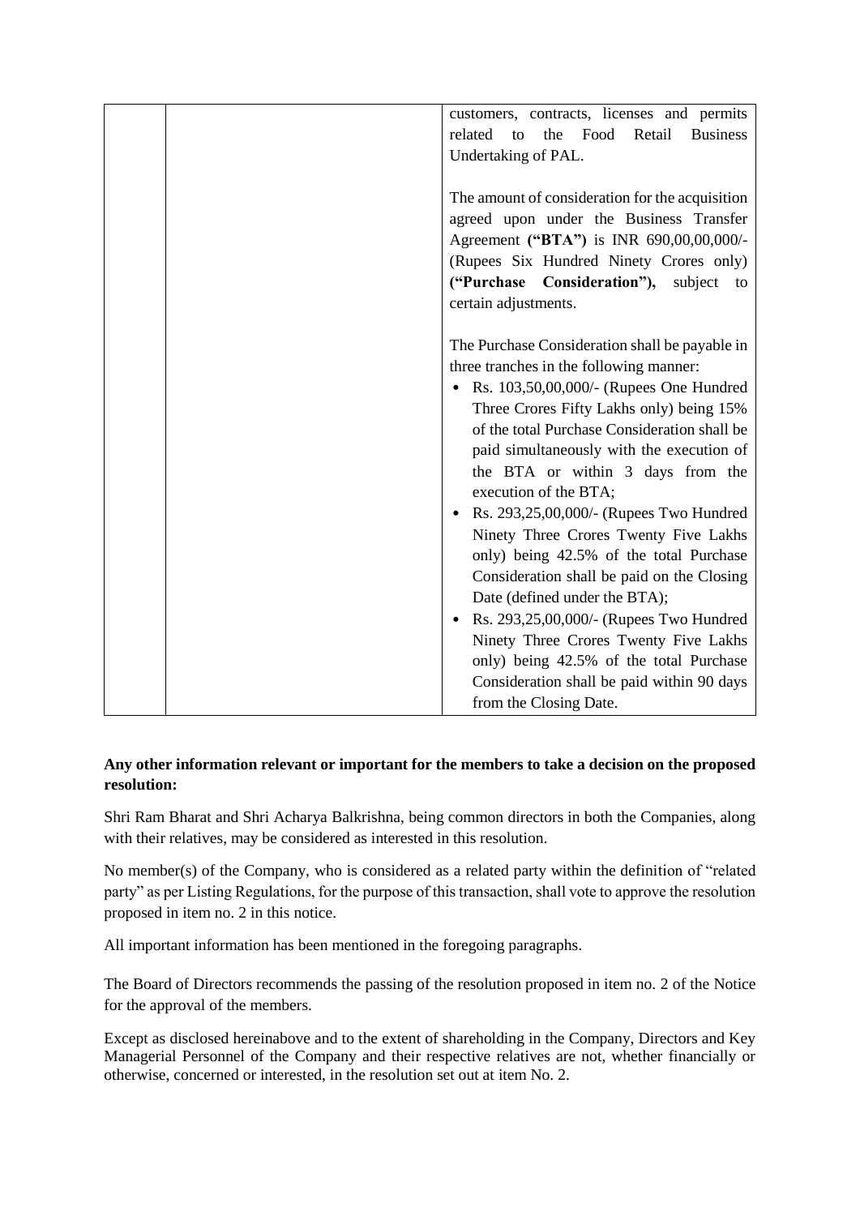|  |  | customers, contracts, licenses and permits related to the Food Retail Business Undertaking of PAL.<br><br>The amount of consideration for the acquisition agreed upon under the Business Transfer Agreement **("BTA")** is INR 690,00,00,000/- (Rupees Six Hundred Ninety Crores only) **("Purchase Consideration"),** subject to certain adjustments.<br><br>The Purchase Consideration shall be payable in three tranches in the following manner:<br>• Rs. 103,50,00,000/- (Rupees One Hundred Three Crores Fifty Lakhs only) being 15% of the total Purchase Consideration shall be paid simultaneously with the execution of the BTA or within 3 days from the execution of the BTA;<br>• Rs. 293,25,00,000/- (Rupees Two Hundred Ninety Three Crores Twenty Five Lakhs only) being 42.5% of the total Purchase Consideration shall be paid on the Closing Date (defined under the BTA);<br>• Rs. 293,25,00,000/- (Rupees Two Hundred Ninety Three Crores Twenty Five Lakhs only) being 42.5% of the total Purchase Consideration shall be paid within 90 days from the Closing Date. |
|---|---|---|

**Any other information relevant or important for the members to take a decision on the proposed resolution:**

Shri Ram Bharat and Shri Acharya Balkrishna, being common directors in both the Companies, along with their relatives, may be considered as interested in this resolution.

No member(s) of the Company, who is considered as a related party within the definition of "related party" as per Listing Regulations, for the purpose of this transaction, shall vote to approve the resolution proposed in item no. 2 in this notice.

All important information has been mentioned in the foregoing paragraphs.

The Board of Directors recommends the passing of the resolution proposed in item no. 2 of the Notice for the approval of the members.

Except as disclosed hereinabove and to the extent of shareholding in the Company, Directors and Key Managerial Personnel of the Company and their respective relatives are not, whether financially or otherwise, concerned or interested, in the resolution set out at item No. 2.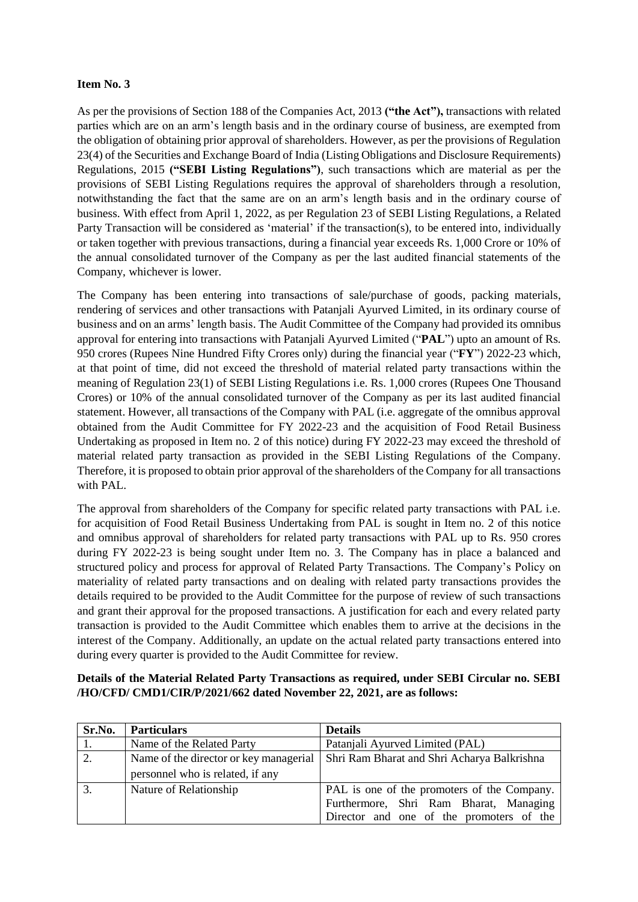**Item No. 3**

As per the provisions of Section 188 of the Companies Act, 2013 **("the Act"),** transactions with related parties which are on an arm's length basis and in the ordinary course of business, are exempted from the obligation of obtaining prior approval of shareholders. However, as per the provisions of Regulation 23(4) of the Securities and Exchange Board of India (Listing Obligations and Disclosure Requirements) Regulations, 2015 **("SEBI Listing Regulations")**, such transactions which are material as per the provisions of SEBI Listing Regulations requires the approval of shareholders through a resolution, notwithstanding the fact that the same are on an arm's length basis and in the ordinary course of business. With effect from April 1, 2022, as per Regulation 23 of SEBI Listing Regulations, a Related Party Transaction will be considered as 'material' if the transaction(s), to be entered into, individually or taken together with previous transactions, during a financial year exceeds Rs. 1,000 Crore or 10% of the annual consolidated turnover of the Company as per the last audited financial statements of the Company, whichever is lower.

The Company has been entering into transactions of sale/purchase of goods, packing materials, rendering of services and other transactions with Patanjali Ayurved Limited, in its ordinary course of business and on an arms' length basis. The Audit Committee of the Company had provided its omnibus approval for entering into transactions with Patanjali Ayurved Limited ("**PAL**") upto an amount of Rs. 950 crores (Rupees Nine Hundred Fifty Crores only) during the financial year ("**FY**") 2022-23 which, at that point of time, did not exceed the threshold of material related party transactions within the meaning of Regulation 23(1) of SEBI Listing Regulations i.e. Rs. 1,000 crores (Rupees One Thousand Crores) or 10% of the annual consolidated turnover of the Company as per its last audited financial statement. However, all transactions of the Company with PAL (i.e. aggregate of the omnibus approval obtained from the Audit Committee for FY 2022-23 and the acquisition of Food Retail Business Undertaking as proposed in Item no. 2 of this notice) during FY 2022-23 may exceed the threshold of material related party transaction as provided in the SEBI Listing Regulations of the Company. Therefore, it is proposed to obtain prior approval of the shareholders of the Company for all transactions with PAL.

The approval from shareholders of the Company for specific related party transactions with PAL i.e. for acquisition of Food Retail Business Undertaking from PAL is sought in Item no. 2 of this notice and omnibus approval of shareholders for related party transactions with PAL up to Rs. 950 crores during FY 2022-23 is being sought under Item no. 3. The Company has in place a balanced and structured policy and process for approval of Related Party Transactions. The Company's Policy on materiality of related party transactions and on dealing with related party transactions provides the details required to be provided to the Audit Committee for the purpose of review of such transactions and grant their approval for the proposed transactions. A justification for each and every related party transaction is provided to the Audit Committee which enables them to arrive at the decisions in the interest of the Company. Additionally, an update on the actual related party transactions entered into during every quarter is provided to the Audit Committee for review.

**Details of the Material Related Party Transactions as required, under SEBI Circular no. SEBI /HO/CFD/ CMD1/CIR/P/2021/662 dated November 22, 2021, are as follows:**

| Sr.No. | Particulars | Details |
|---|---|---|
| 1. | Name of the Related Party | Patanjali Ayurved Limited (PAL) |
| 2. | Name of the director or key managerial personnel who is related, if any | Shri Ram Bharat and Shri Acharya Balkrishna |
| 3. | Nature of Relationship | PAL is one of the promoters of the Company. Furthermore, Shri Ram Bharat, Managing Director and one of the promoters of the |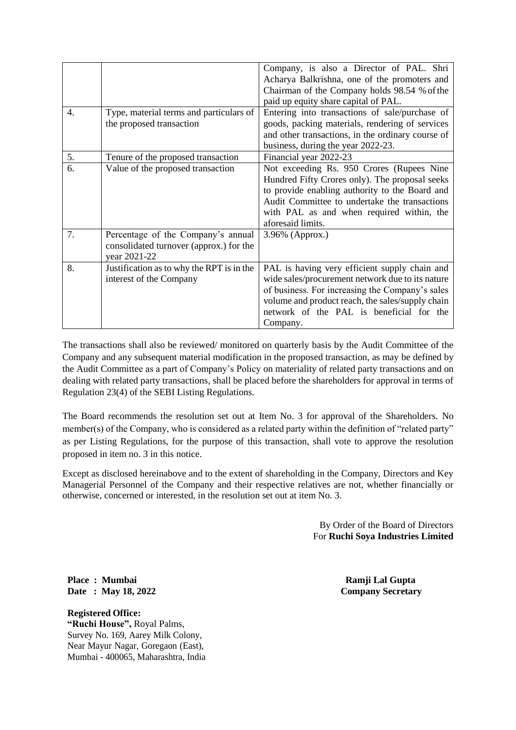|  |  | Company, is also a Director of PAL. Shri Acharya Balkrishna, one of the promoters and Chairman of the Company holds 98.54 % of the paid up equity share capital of PAL. |
|---|---|---|
| 4. | Type, material terms and particulars of the proposed transaction | Entering into transactions of sale/purchase of goods, packing materials, rendering of services and other transactions, in the ordinary course of business, during the year 2022-23. |
| 5. | Tenure of the proposed transaction | Financial year 2022-23 |
| 6. | Value of the proposed transaction | Not exceeding Rs. 950 Crores (Rupees Nine Hundred Fifty Crores only). The proposal seeks to provide enabling authority to the Board and Audit Committee to undertake the transactions with PAL as and when required within, the aforesaid limits. |
| 7. | Percentage of the Company's annual consolidated turnover (approx.) for the year 2021-22 | 3.96% (Approx.) |
| 8. | Justification as to why the RPT is in the interest of the Company | PAL is having very efficient supply chain and wide sales/procurement network due to its nature of business. For increasing the Company's sales volume and product reach, the sales/supply chain network of the PAL is beneficial for the Company. |

The transactions shall also be reviewed/ monitored on quarterly basis by the Audit Committee of the Company and any subsequent material modification in the proposed transaction, as may be defined by the Audit Committee as a part of Company's Policy on materiality of related party transactions and on dealing with related party transactions, shall be placed before the shareholders for approval in terms of Regulation 23(4) of the SEBI Listing Regulations.

The Board recommends the resolution set out at Item No. 3 for approval of the Shareholders. No member(s) of the Company, who is considered as a related party within the definition of "related party" as per Listing Regulations, for the purpose of this transaction, shall vote to approve the resolution proposed in item no. 3 in this notice.

Except as disclosed hereinabove and to the extent of shareholding in the Company, Directors and Key Managerial Personnel of the Company and their respective relatives are not, whether financially or otherwise, concerned or interested, in the resolution set out at item No. 3.

By Order of the Board of Directors
For **Ruchi Soya Industries Limited**

**Place : Mumbai**
**Date : May 18, 2022**

**Ramji Lal Gupta**
**Company Secretary**

**Registered Office:**
**"Ruchi House",** Royal Palms,
Survey No. 169, Aarey Milk Colony,
Near Mayur Nagar, Goregaon (East),
Mumbai - 400065, Maharashtra, India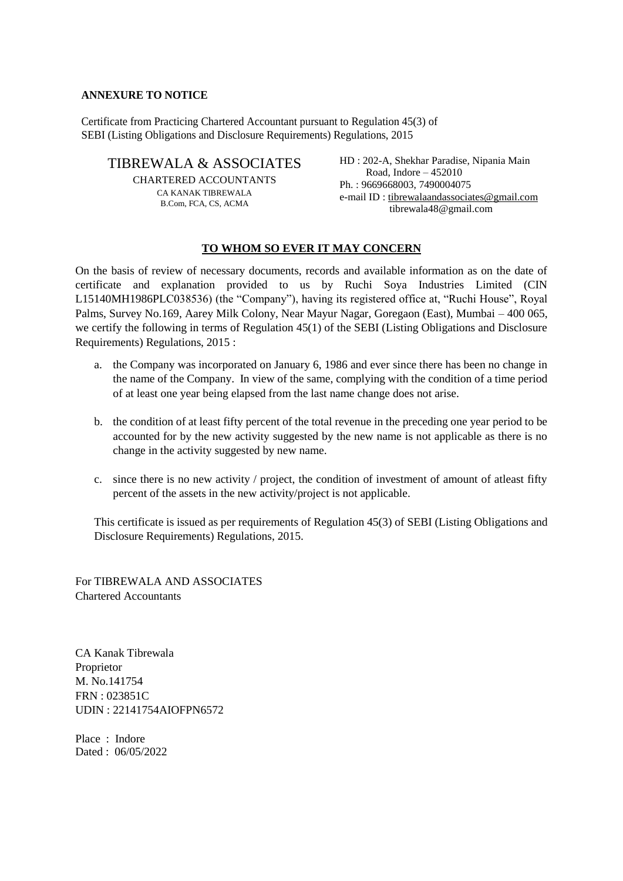**ANNEXURE TO NOTICE**

Certificate from Practicing Chartered Accountant pursuant to Regulation 45(3) of SEBI (Listing Obligations and Disclosure Requirements) Regulations, 2015

TIBREWALA & ASSOCIATES
CHARTERED ACCOUNTANTS
CA KANAK TIBREWALA
B.Com, FCA, CS, ACMA

HD : 202-A, Shekhar Paradise, Nipania Main Road, Indore – 452010
Ph. : 9669668003, 7490004075
e-mail ID : tibrewalaandassociates@gmail.com
tibrewala48@gmail.com

**TO WHOM SO EVER IT MAY CONCERN**

On the basis of review of necessary documents, records and available information as on the date of certificate and explanation provided to us by Ruchi Soya Industries Limited (CIN L15140MH1986PLC038536) (the "Company"), having its registered office at, "Ruchi House", Royal Palms, Survey No.169, Aarey Milk Colony, Near Mayur Nagar, Goregaon (East), Mumbai – 400 065, we certify the following in terms of Regulation 45(1) of the SEBI (Listing Obligations and Disclosure Requirements) Regulations, 2015 :

a. the Company was incorporated on January 6, 1986 and ever since there has been no change in the name of the Company. In view of the same, complying with the condition of a time period of at least one year being elapsed from the last name change does not arise.

b. the condition of at least fifty percent of the total revenue in the preceding one year period to be accounted for by the new activity suggested by the new name is not applicable as there is no change in the activity suggested by new name.

c. since there is no new activity / project, the condition of investment of amount of atleast fifty percent of the assets in the new activity/project is not applicable.

This certificate is issued as per requirements of Regulation 45(3) of SEBI (Listing Obligations and Disclosure Requirements) Regulations, 2015.

For TIBREWALA AND ASSOCIATES
Chartered Accountants

CA Kanak Tibrewala
Proprietor
M. No.141754
FRN : 023851C
UDIN : 22141754AIOFPN6572

Place : Indore
Dated : 06/05/2022